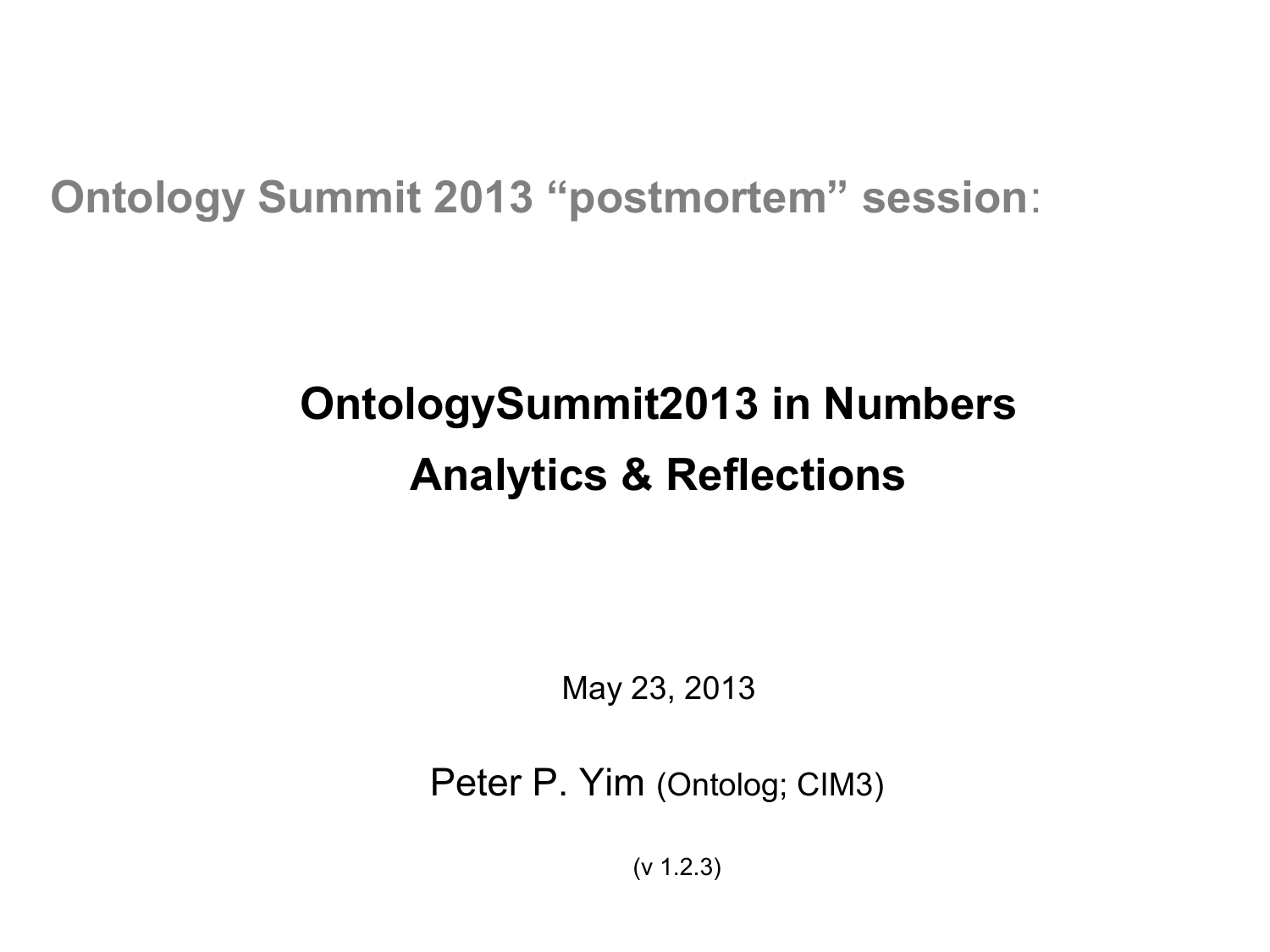**Ontology Summit 2013 “postmortem” session**:

# OntologySummit2013 in Numbers
# Analytics & Reflections

May 23, 2013

Peter P. Yim (Ontolog; CIM3)

(v 1.2.3)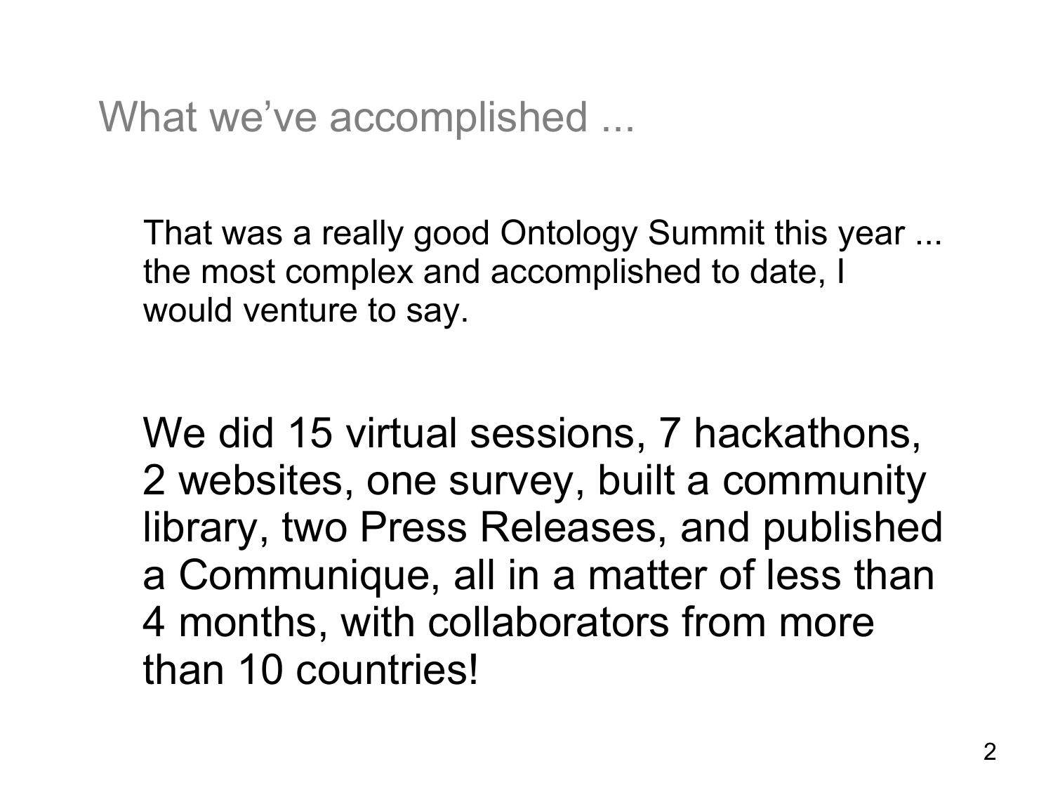# What we've accomplished ...

That was a really good Ontology Summit this year ... the most complex and accomplished to date, I would venture to say.

We did 15 virtual sessions, 7 hackathons, 2 websites, one survey, built a community library, two Press Releases, and published a Communique, all in a matter of less than 4 months, with collaborators from more than 10 countries!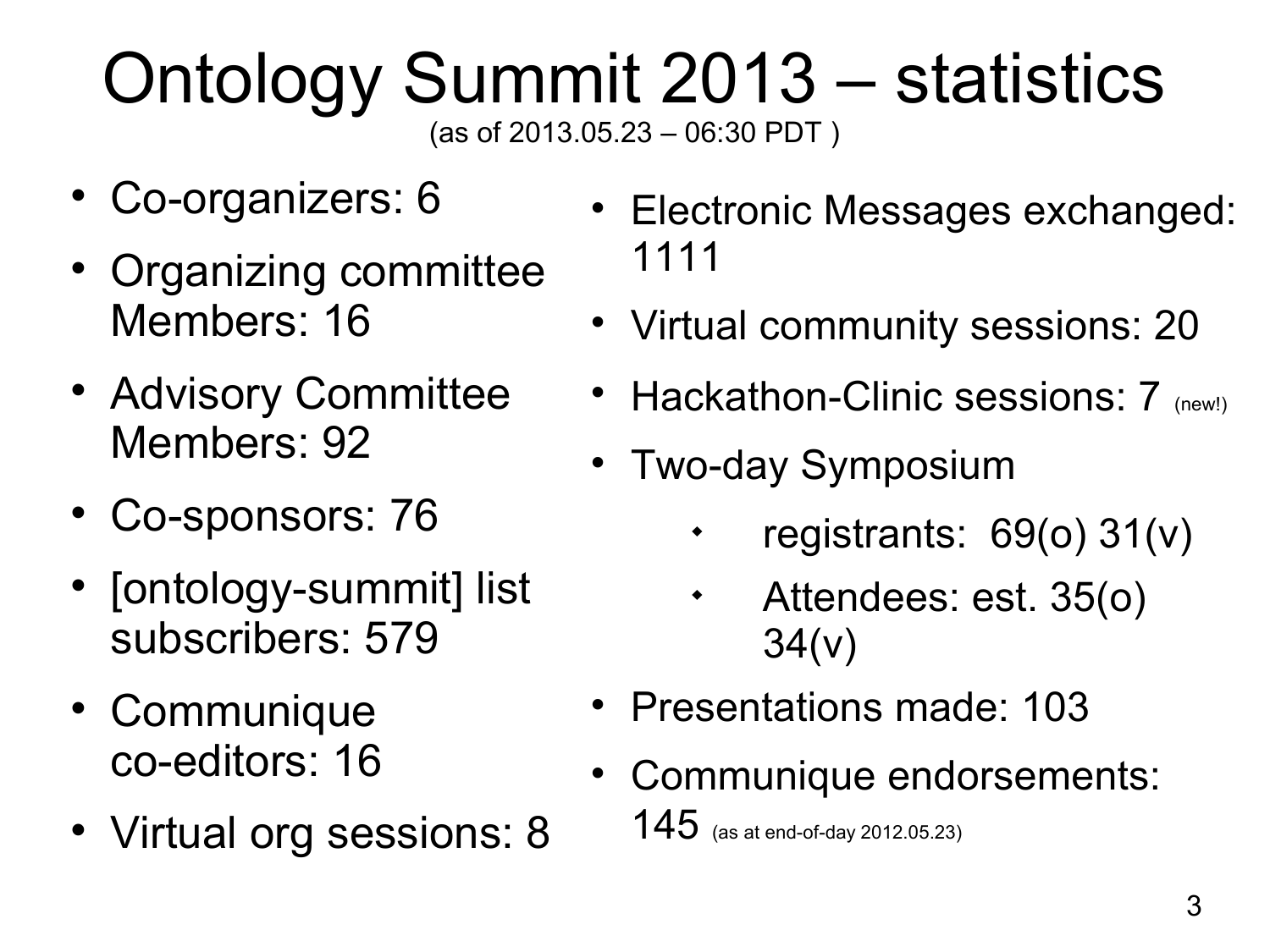# Ontology Summit 2013 – statistics

(as of 2013.05.23 – 06:30 PDT )

- Co-organizers: 6
- Organizing committee Members: 16
- Advisory Committee Members: 92
- Co-sponsors: 76
- [ontology-summit] list subscribers: 579
- Communique co-editors: 16
- Virtual org sessions: 8
- Electronic Messages exchanged: 1111
- Virtual community sessions: 20
- Hackathon-Clinic sessions: 7 (new!)
- Two-day Symposium
  - registrants: 69(o) 31(v)
  - Attendees: est. 35(o) 34(v)
- Presentations made: 103
- Communique endorsements: 145 (as at end-of-day 2012.05.23)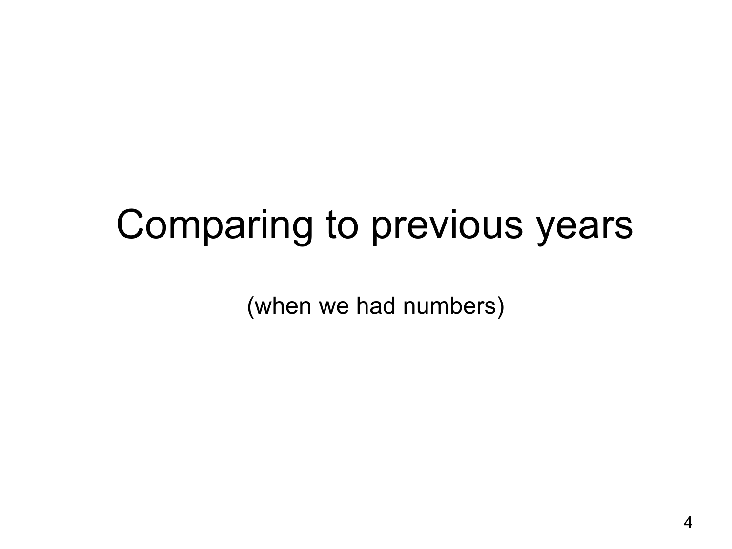# Comparing to previous years

(when we had numbers)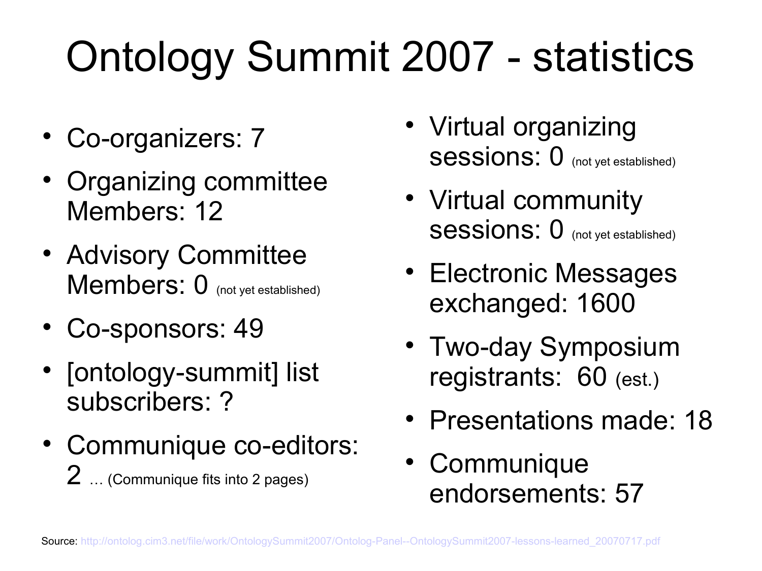# Ontology Summit 2007 - statistics

- Co-organizers: 7
- Organizing committee Members: 12
- Advisory Committee Members: 0 (not yet established)
- Co-sponsors: 49
- [ontology-summit] list subscribers: ?
- Communique co-editors: 2 … (Communique fits into 2 pages)
- Virtual organizing sessions: 0 (not yet established)
- Virtual community sessions: 0 (not yet established)
- Electronic Messages exchanged: 1600
- Two-day Symposium registrants: 60 (est.)
- Presentations made: 18
- Communique endorsements: 57

Source: http://ontolog.cim3.net/file/work/OntologySummit2007/Ontolog-Panel--OntologySummit2007-lessons-learned_20070717.pdf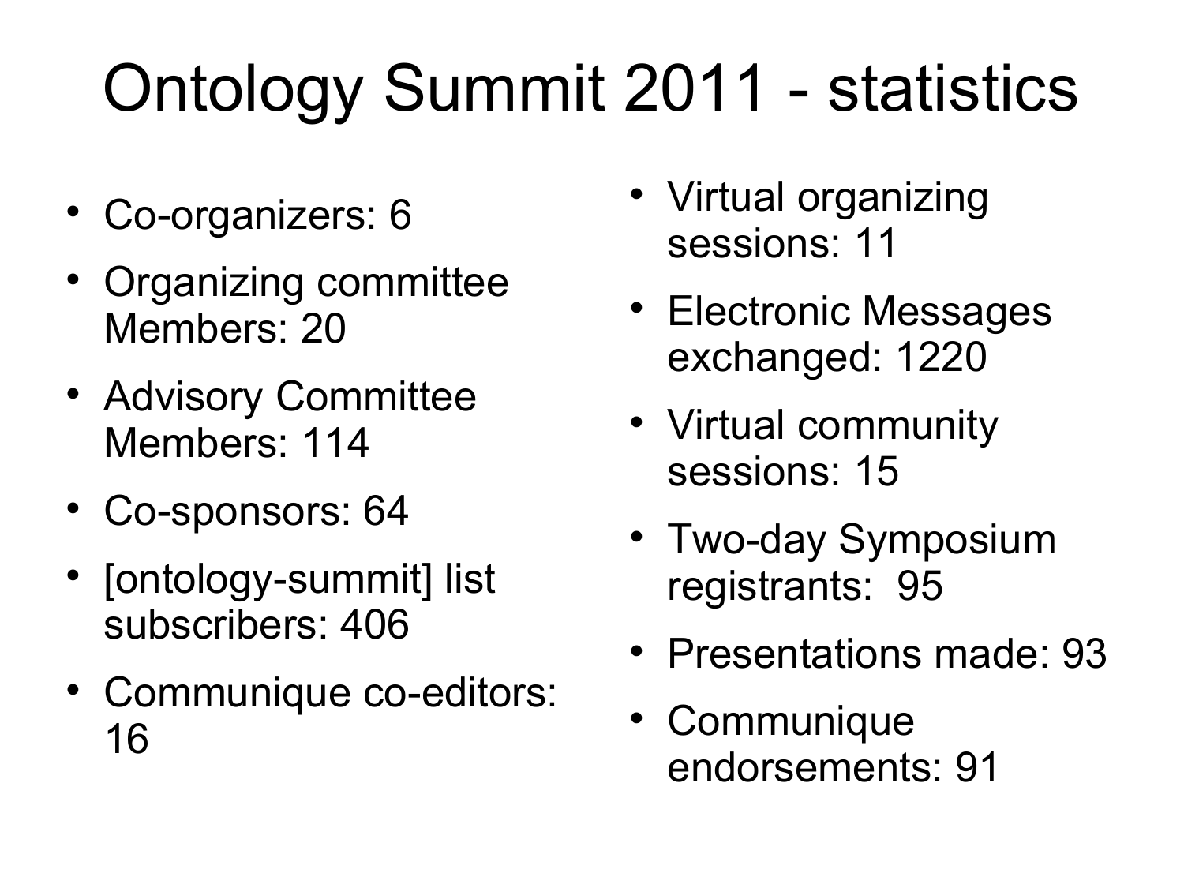# Ontology Summit 2011 - statistics

- Co-organizers: 6
- Organizing committee Members: 20
- Advisory Committee Members: 114
- Co-sponsors: 64
- [ontology-summit] list subscribers: 406
- Communique co-editors: 16
- Virtual organizing sessions: 11
- Electronic Messages exchanged: 1220
- Virtual community sessions: 15
- Two-day Symposium registrants: 95
- Presentations made: 93
- Communique endorsements: 91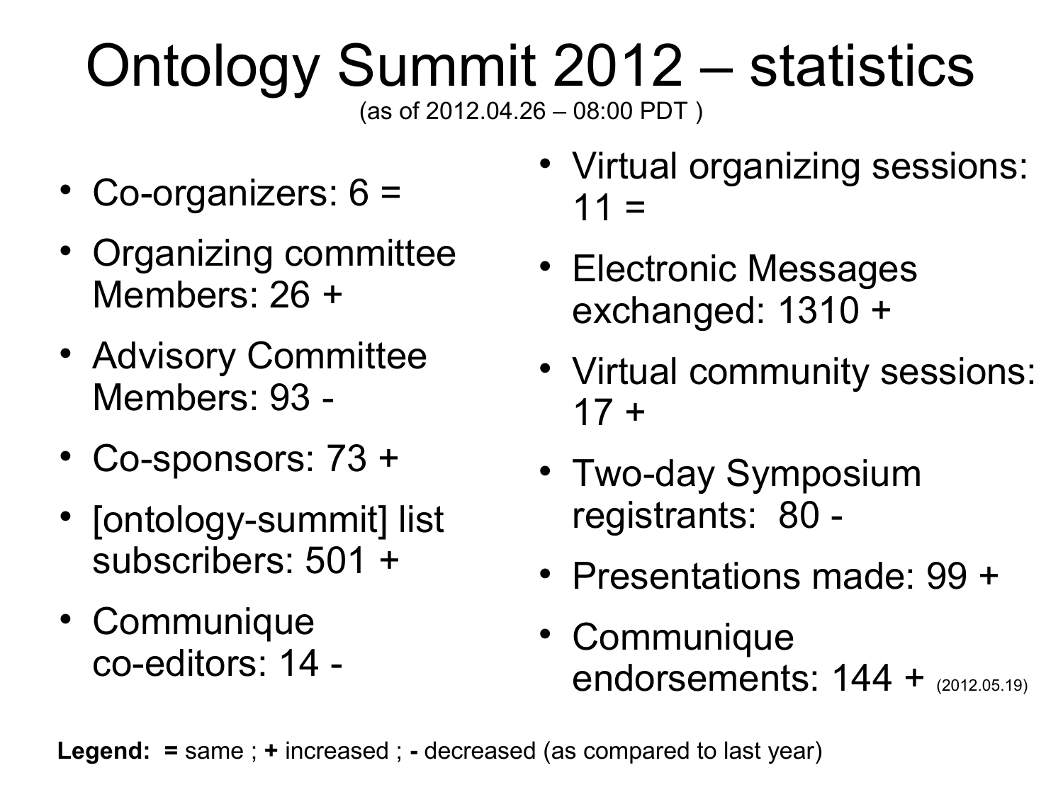# Ontology Summit 2012 – statistics

(as of 2012.04.26 – 08:00 PDT )

- Co-organizers: 6 =
- Organizing committee Members: 26 +
- Advisory Committee Members: 93 -
- Co-sponsors: 73 +
- [ontology-summit] list subscribers: 501 +
- Communique co-editors: 14 -
- Virtual organizing sessions: 11 =
- Electronic Messages exchanged: 1310 +
- Virtual community sessions: 17 +
- Two-day Symposium registrants: 80 -
- Presentations made: 99 +
- Communique endorsements: 144 + (2012.05.19)

**Legend:** **=** same ; **+** increased ; **-** decreased (as compared to last year)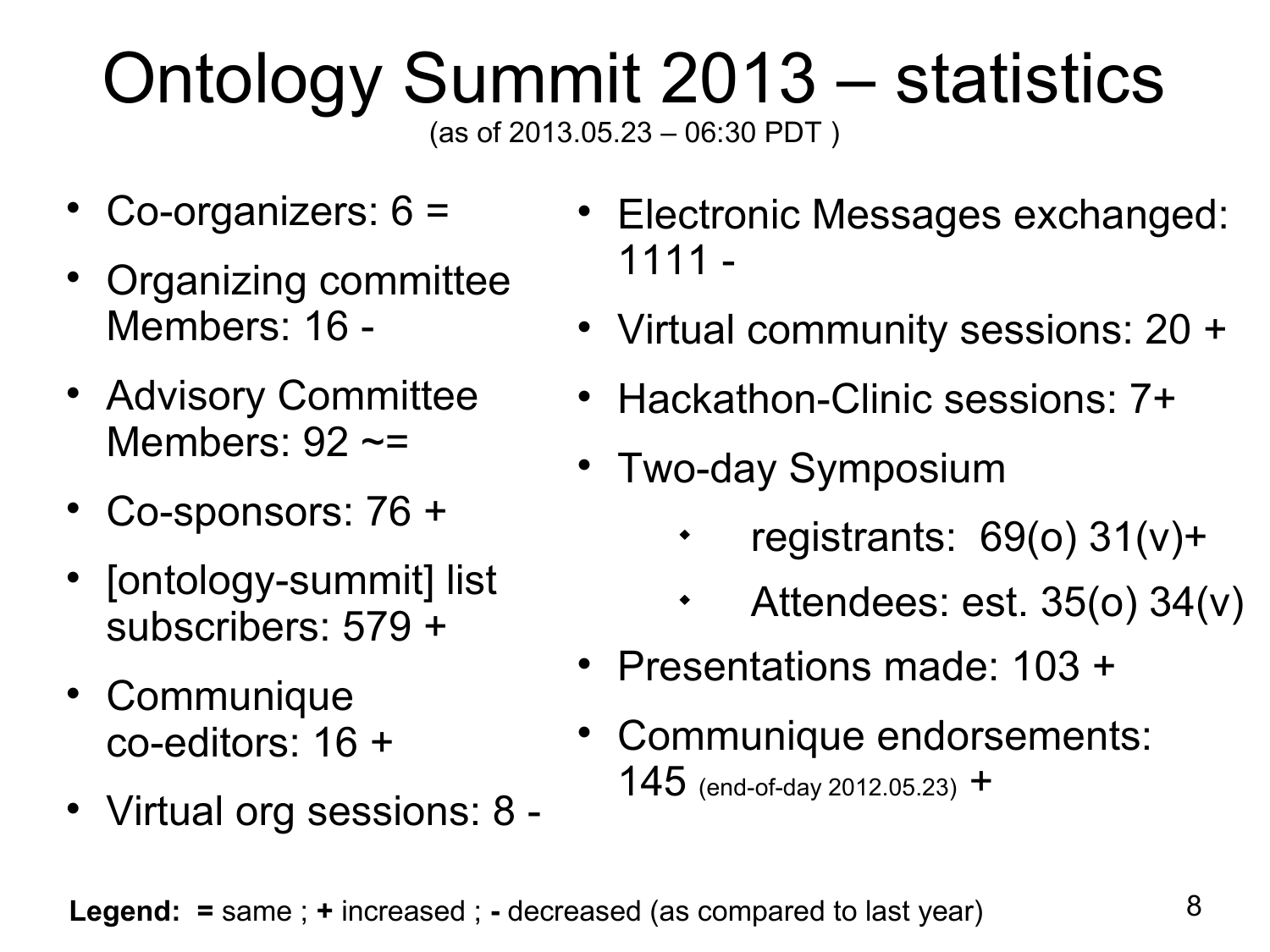# Ontology Summit 2013 – statistics

(as of 2013.05.23 – 06:30 PDT )

- Co-organizers: 6 =
- Organizing committee Members: 16 -
- Advisory Committee Members: 92 ~=
- Co-sponsors: 76 +
- [ontology-summit] list subscribers: 579 +
- Communique co-editors: 16 +
- Virtual org sessions: 8 -
- Electronic Messages exchanged: 1111 -
- Virtual community sessions: 20 +
- Hackathon-Clinic sessions: 7+
- Two-day Symposium
  - registrants: 69(o) 31(v)+
  - Attendees: est. 35(o) 34(v)
- Presentations made: 103 +
- Communique endorsements: 145 (end-of-day 2012.05.23) +

**Legend:** **=** same ; **+** increased ; **-** decreased (as compared to last year)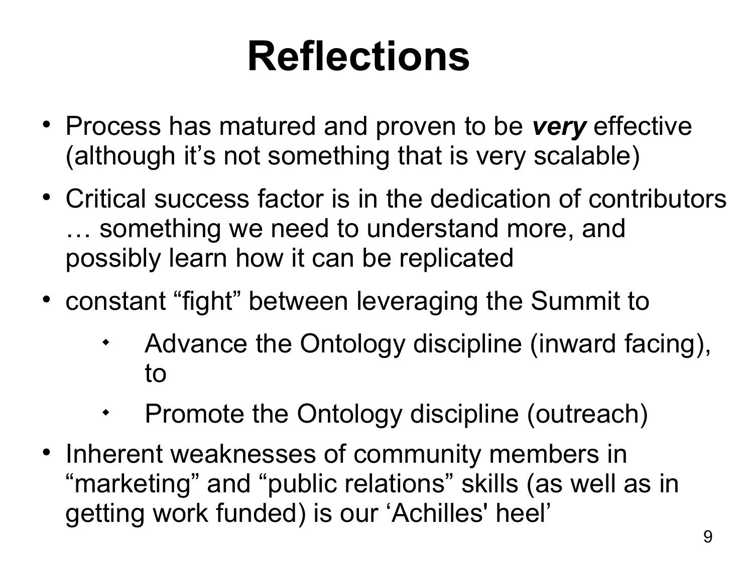# Reflections

- Process has matured and proven to be ***very*** effective (although it's not something that is very scalable)
- Critical success factor is in the dedication of contributors … something we need to understand more, and possibly learn how it can be replicated
- constant "fight" between leveraging the Summit to
    - Advance the Ontology discipline (inward facing), to
    - Promote the Ontology discipline (outreach)
- Inherent weaknesses of community members in "marketing" and "public relations" skills (as well as in getting work funded) is our 'Achilles' heel'